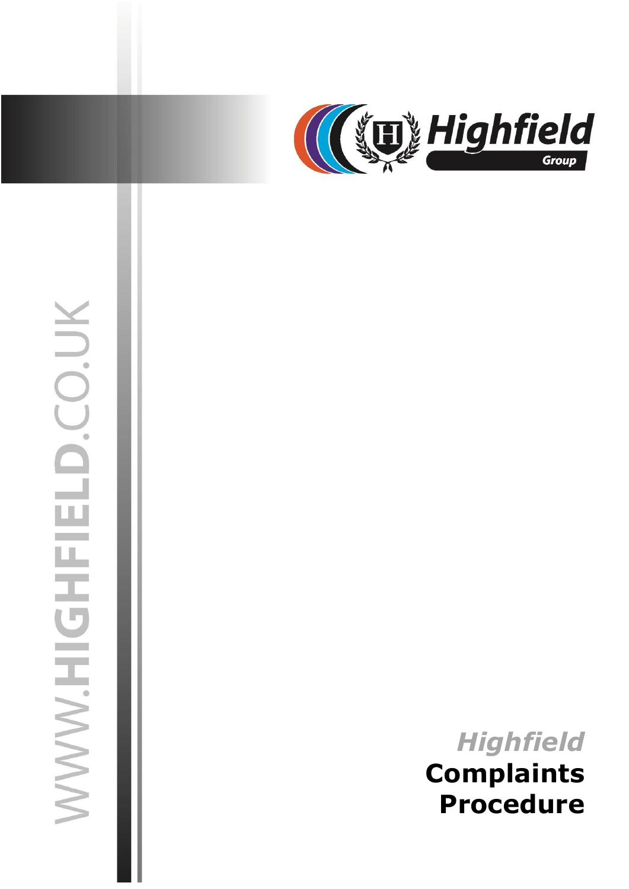WWW.HIGHFIELD.CO.UK

Highfield Group

# *Highfield* Complaints Procedure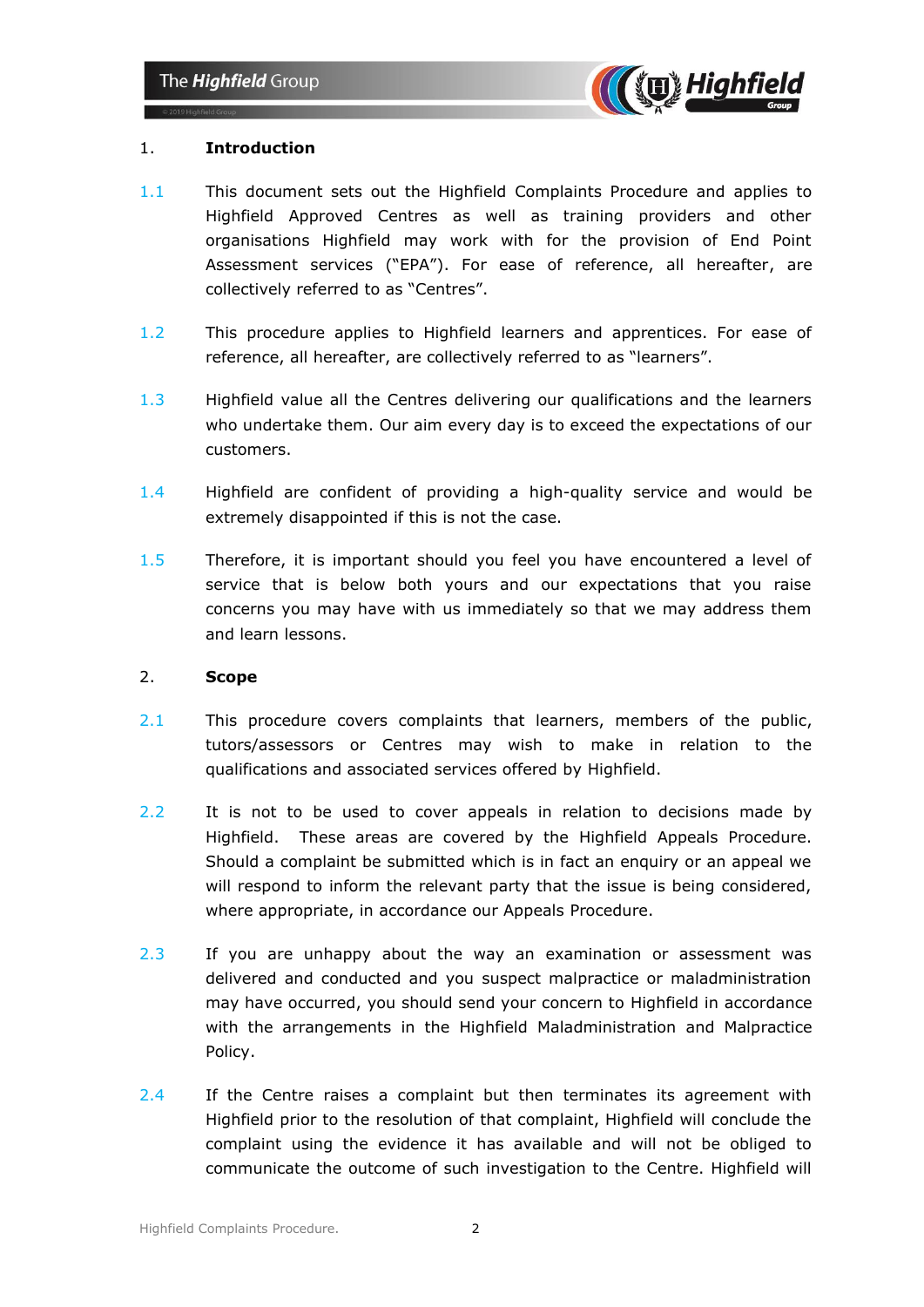## 1. Introduction

1.1 This document sets out the Highfield Complaints Procedure and applies to Highfield Approved Centres as well as training providers and other organisations Highfield may work with for the provision of End Point Assessment services ("EPA"). For ease of reference, all hereafter, are collectively referred to as "Centres".

1.2 This procedure applies to Highfield learners and apprentices. For ease of reference, all hereafter, are collectively referred to as "learners".

1.3 Highfield value all the Centres delivering our qualifications and the learners who undertake them. Our aim every day is to exceed the expectations of our customers.

1.4 Highfield are confident of providing a high-quality service and would be extremely disappointed if this is not the case.

1.5 Therefore, it is important should you feel you have encountered a level of service that is below both yours and our expectations that you raise concerns you may have with us immediately so that we may address them and learn lessons.

## 2. Scope

2.1 This procedure covers complaints that learners, members of the public, tutors/assessors or Centres may wish to make in relation to the qualifications and associated services offered by Highfield.

2.2 It is not to be used to cover appeals in relation to decisions made by Highfield. These areas are covered by the Highfield Appeals Procedure. Should a complaint be submitted which is in fact an enquiry or an appeal we will respond to inform the relevant party that the issue is being considered, where appropriate, in accordance our Appeals Procedure.

2.3 If you are unhappy about the way an examination or assessment was delivered and conducted and you suspect malpractice or maladministration may have occurred, you should send your concern to Highfield in accordance with the arrangements in the Highfield Maladministration and Malpractice Policy.

2.4 If the Centre raises a complaint but then terminates its agreement with Highfield prior to the resolution of that complaint, Highfield will conclude the complaint using the evidence it has available and will not be obliged to communicate the outcome of such investigation to the Centre. Highfield will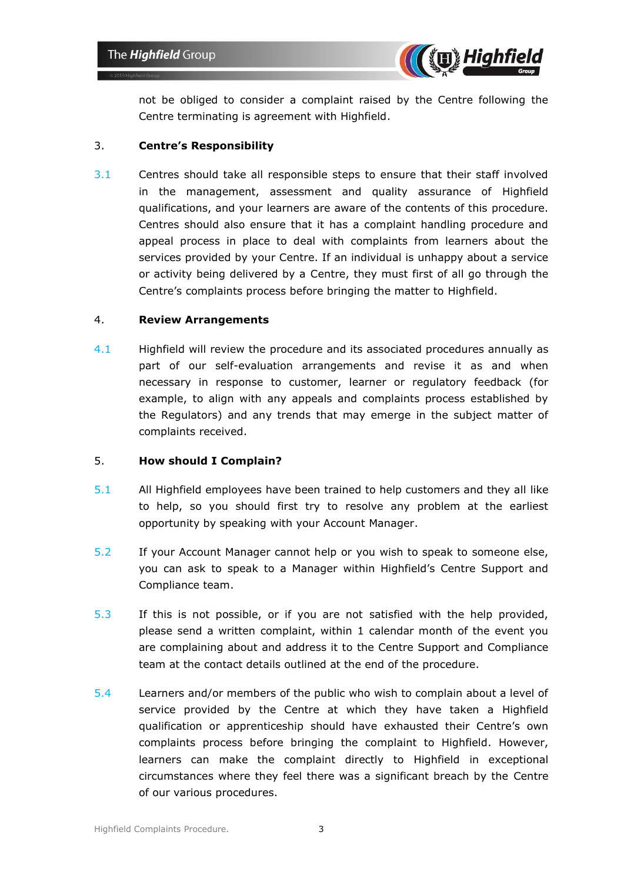not be obliged to consider a complaint raised by the Centre following the Centre terminating is agreement with Highfield.

## 3. Centre's Responsibility

3.1 Centres should take all responsible steps to ensure that their staff involved in the management, assessment and quality assurance of Highfield qualifications, and your learners are aware of the contents of this procedure. Centres should also ensure that it has a complaint handling procedure and appeal process in place to deal with complaints from learners about the services provided by your Centre. If an individual is unhappy about a service or activity being delivered by a Centre, they must first of all go through the Centre's complaints process before bringing the matter to Highfield.

## 4. Review Arrangements

4.1 Highfield will review the procedure and its associated procedures annually as part of our self-evaluation arrangements and revise it as and when necessary in response to customer, learner or regulatory feedback (for example, to align with any appeals and complaints process established by the Regulators) and any trends that may emerge in the subject matter of complaints received.

## 5. How should I Complain?

5.1 All Highfield employees have been trained to help customers and they all like to help, so you should first try to resolve any problem at the earliest opportunity by speaking with your Account Manager.

5.2 If your Account Manager cannot help or you wish to speak to someone else, you can ask to speak to a Manager within Highfield's Centre Support and Compliance team.

5.3 If this is not possible, or if you are not satisfied with the help provided, please send a written complaint, within 1 calendar month of the event you are complaining about and address it to the Centre Support and Compliance team at the contact details outlined at the end of the procedure.

5.4 Learners and/or members of the public who wish to complain about a level of service provided by the Centre at which they have taken a Highfield qualification or apprenticeship should have exhausted their Centre's own complaints process before bringing the complaint to Highfield. However, learners can make the complaint directly to Highfield in exceptional circumstances where they feel there was a significant breach by the Centre of our various procedures.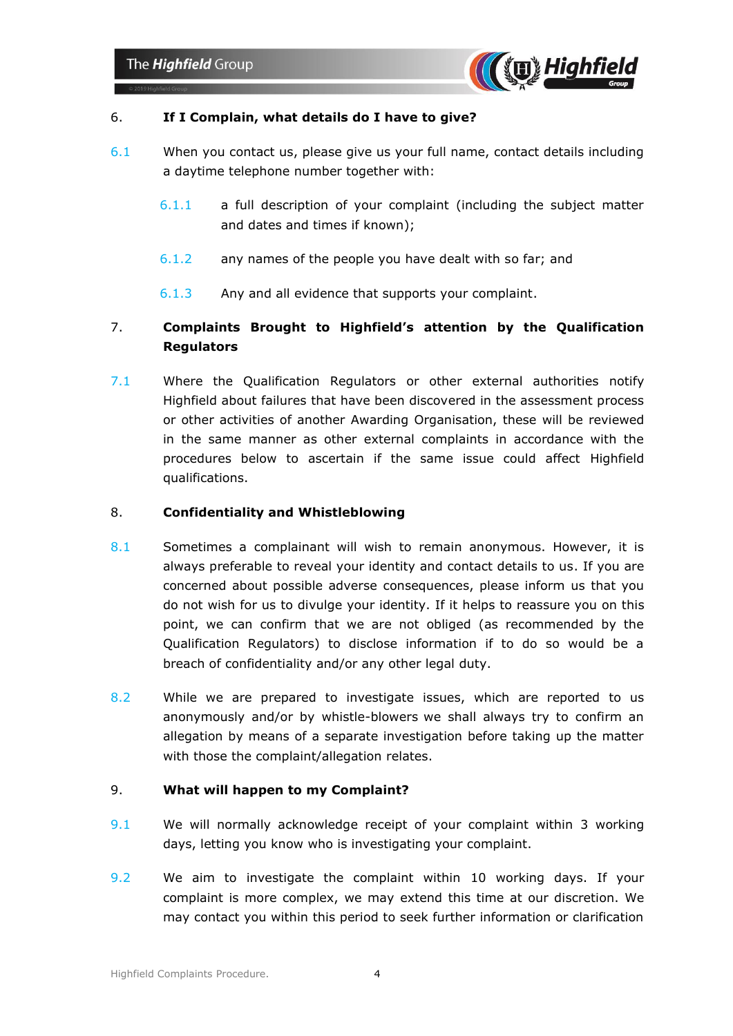## 6. If I Complain, what details do I have to give?

6.1 When you contact us, please give us your full name, contact details including a daytime telephone number together with:

- 6.1.1 a full description of your complaint (including the subject matter and dates and times if known);
- 6.1.2 any names of the people you have dealt with so far; and
- 6.1.3 Any and all evidence that supports your complaint.

## 7. Complaints Brought to Highfield's attention by the Qualification Regulators

7.1 Where the Qualification Regulators or other external authorities notify Highfield about failures that have been discovered in the assessment process or other activities of another Awarding Organisation, these will be reviewed in the same manner as other external complaints in accordance with the procedures below to ascertain if the same issue could affect Highfield qualifications.

## 8. Confidentiality and Whistleblowing

8.1 Sometimes a complainant will wish to remain anonymous. However, it is always preferable to reveal your identity and contact details to us. If you are concerned about possible adverse consequences, please inform us that you do not wish for us to divulge your identity. If it helps to reassure you on this point, we can confirm that we are not obliged (as recommended by the Qualification Regulators) to disclose information if to do so would be a breach of confidentiality and/or any other legal duty.

8.2 While we are prepared to investigate issues, which are reported to us anonymously and/or by whistle-blowers we shall always try to confirm an allegation by means of a separate investigation before taking up the matter with those the complaint/allegation relates.

## 9. What will happen to my Complaint?

9.1 We will normally acknowledge receipt of your complaint within 3 working days, letting you know who is investigating your complaint.

9.2 We aim to investigate the complaint within 10 working days. If your complaint is more complex, we may extend this time at our discretion. We may contact you within this period to seek further information or clarification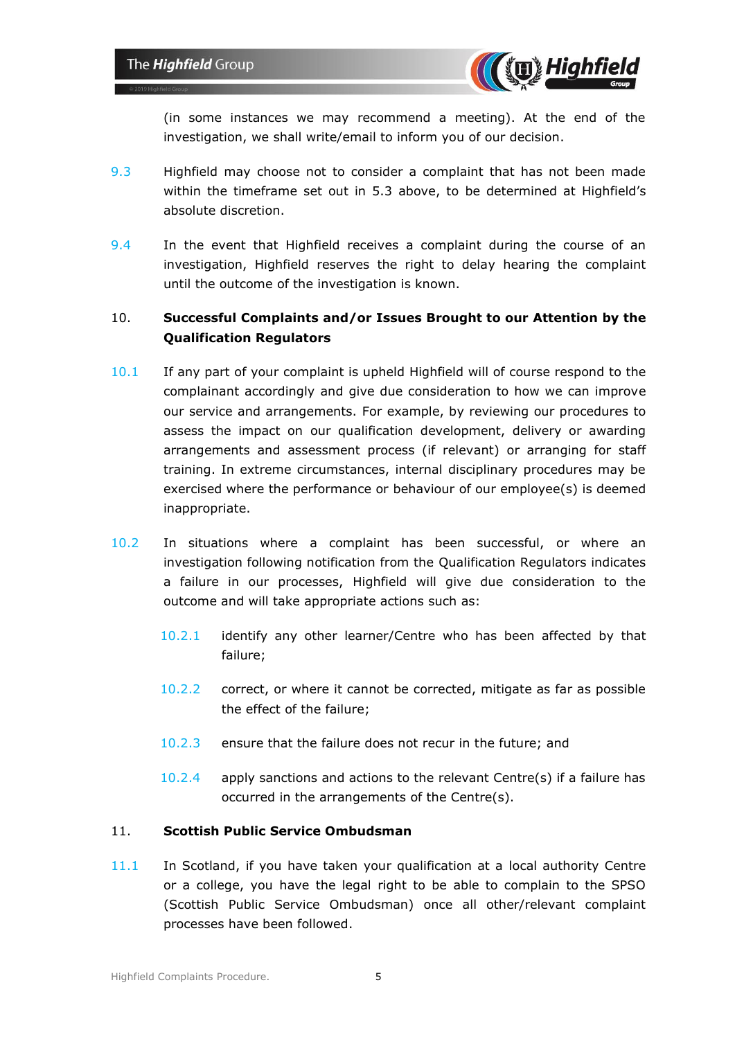(in some instances we may recommend a meeting). At the end of the investigation, we shall write/email to inform you of our decision.

9.3 Highfield may choose not to consider a complaint that has not been made within the timeframe set out in 5.3 above, to be determined at Highfield's absolute discretion.

9.4 In the event that Highfield receives a complaint during the course of an investigation, Highfield reserves the right to delay hearing the complaint until the outcome of the investigation is known.

## 10. Successful Complaints and/or Issues Brought to our Attention by the Qualification Regulators

10.1 If any part of your complaint is upheld Highfield will of course respond to the complainant accordingly and give due consideration to how we can improve our service and arrangements. For example, by reviewing our procedures to assess the impact on our qualification development, delivery or awarding arrangements and assessment process (if relevant) or arranging for staff training. In extreme circumstances, internal disciplinary procedures may be exercised where the performance or behaviour of our employee(s) is deemed inappropriate.

10.2 In situations where a complaint has been successful, or where an investigation following notification from the Qualification Regulators indicates a failure in our processes, Highfield will give due consideration to the outcome and will take appropriate actions such as:

- 10.2.1 identify any other learner/Centre who has been affected by that failure;
- 10.2.2 correct, or where it cannot be corrected, mitigate as far as possible the effect of the failure;
- 10.2.3 ensure that the failure does not recur in the future; and
- 10.2.4 apply sanctions and actions to the relevant Centre(s) if a failure has occurred in the arrangements of the Centre(s).

## 11. Scottish Public Service Ombudsman

11.1 In Scotland, if you have taken your qualification at a local authority Centre or a college, you have the legal right to be able to complain to the SPSO (Scottish Public Service Ombudsman) once all other/relevant complaint processes have been followed.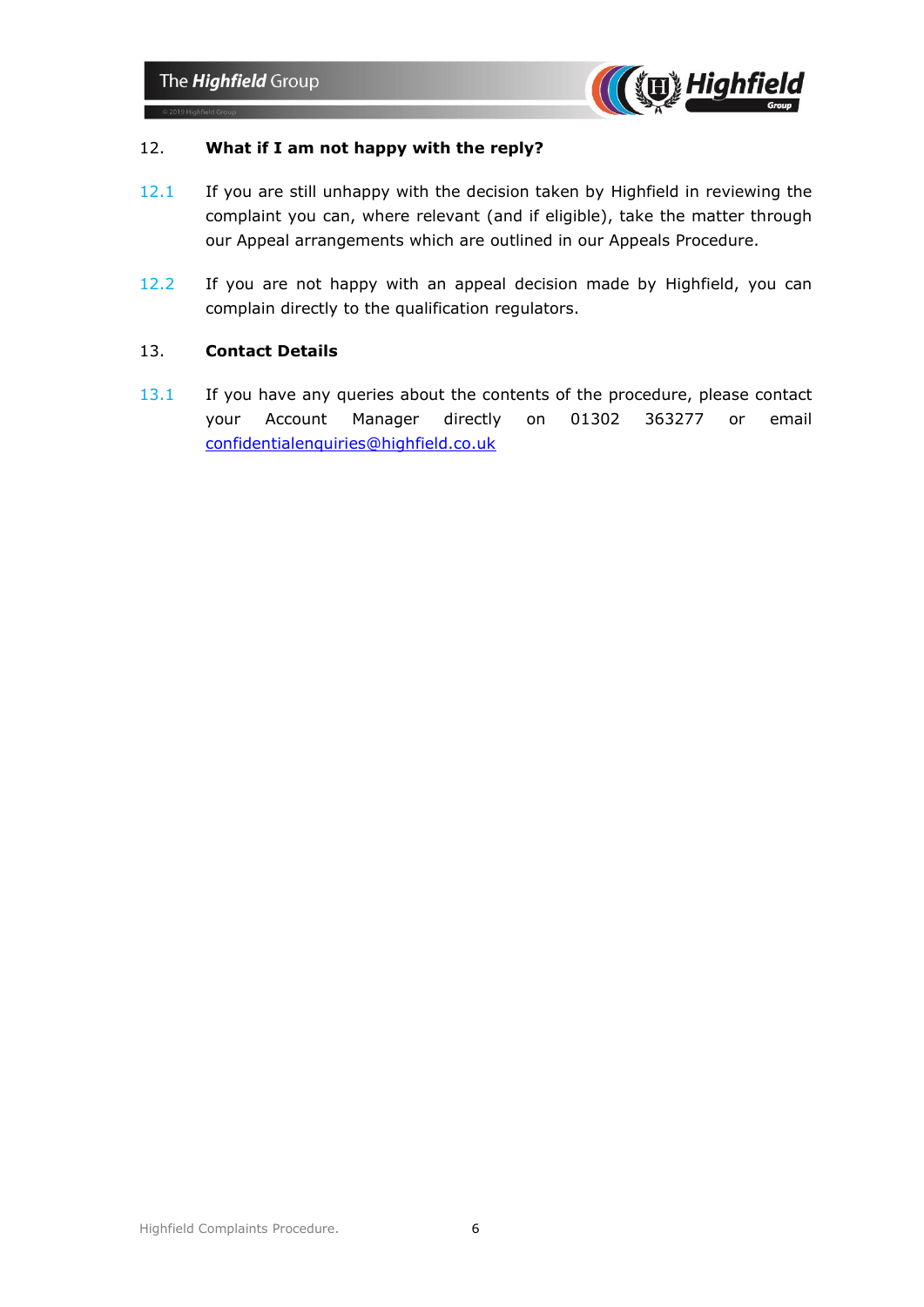## 12. What if I am not happy with the reply?

12.1 If you are still unhappy with the decision taken by Highfield in reviewing the complaint you can, where relevant (and if eligible), take the matter through our Appeal arrangements which are outlined in our Appeals Procedure.

12.2 If you are not happy with an appeal decision made by Highfield, you can complain directly to the qualification regulators.

## 13. Contact Details

13.1 If you have any queries about the contents of the procedure, please contact your Account Manager directly on 01302 363277 or email confidentialenquiries@highfield.co.uk